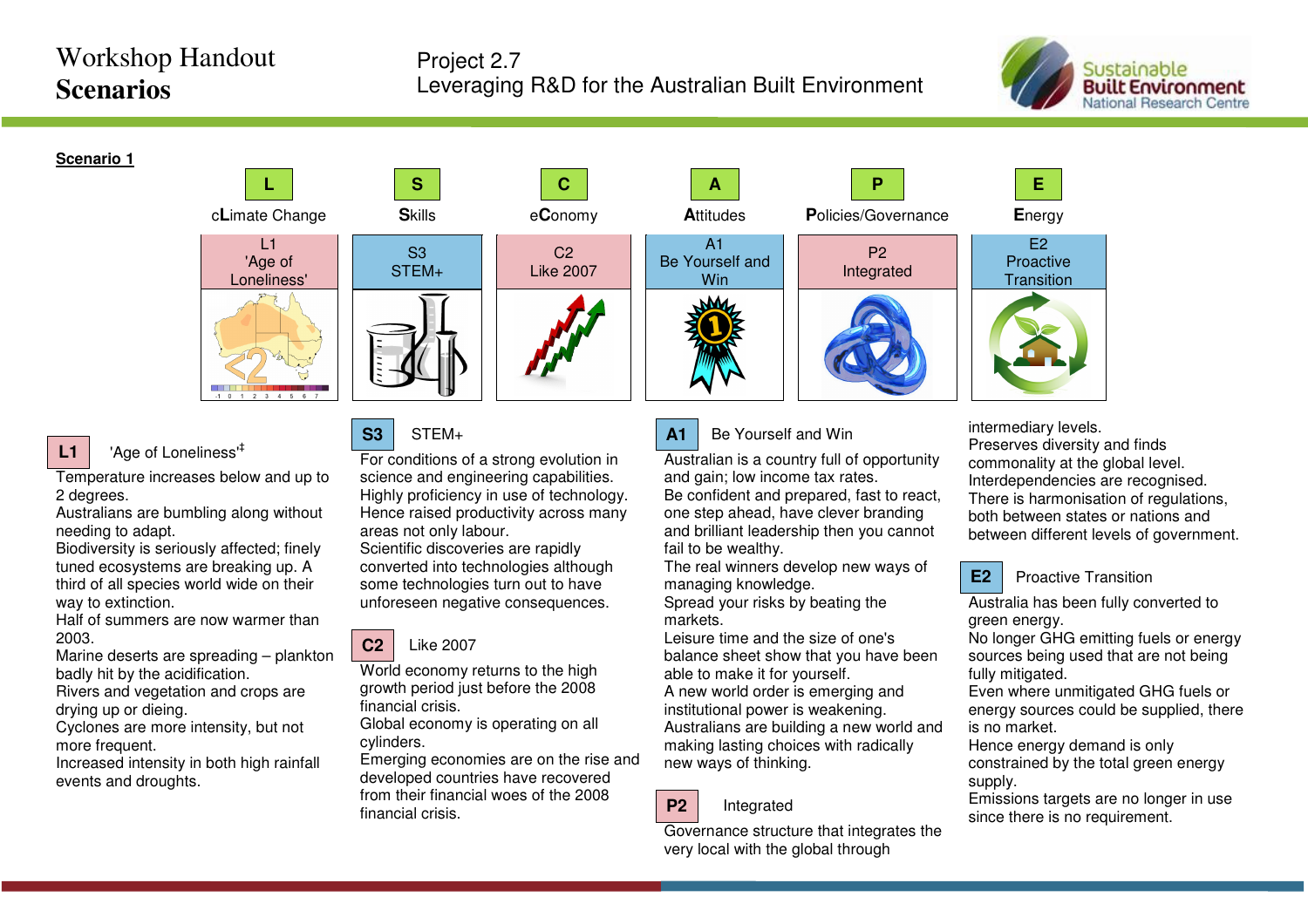# Workshop Handout
## Scenarios

Project 2.7
Leveraging R&D for the Australian Built Environment

Sustainable Built Environment National Research Centre

**Scenario 1**

| L | S | C | A | P | E |
|---|---|---|---|---|---|
| cLimate Change | Skills | eConomy | Attitudes | Policies/Governance | Energy |
| L1 'Age of Loneliness' | S3 STEM+ | C2 Like 2007 | A1 Be Yourself and Win | P2 Integrated | E2 Proactive Transition |

<2

-1 0 1 2 3 4 5 6 7

**L1** 'Age of Loneliness'[‡]

Temperature increases below and up to 2 degrees.
Australians are bumbling along without needing to adapt.
Biodiversity is seriously affected; finely tuned ecosystems are breaking up. A third of all species world wide on their way to extinction.
Half of summers are now warmer than 2003.
Marine deserts are spreading – plankton badly hit by the acidification.
Rivers and vegetation and crops are drying up or dieing.
Cyclones are more intensity, but not more frequent.
Increased intensity in both high rainfall events and droughts.

**S3** STEM+

For conditions of a strong evolution in science and engineering capabilities.
Highly proficiency in use of technology.
Hence raised productivity across many areas not only labour.
Scientific discoveries are rapidly converted into technologies although some technologies turn out to have unforeseen negative consequences.

**C2** Like 2007

World economy returns to the high growth period just before the 2008 financial crisis.
Global economy is operating on all cylinders.
Emerging economies are on the rise and developed countries have recovered from their financial woes of the 2008 financial crisis.

**A1** Be Yourself and Win

Australian is a country full of opportunity and gain; low income tax rates.
Be confident and prepared, fast to react, one step ahead, have clever branding and brilliant leadership then you cannot fail to be wealthy.
The real winners develop new ways of managing knowledge.
Spread your risks by beating the markets.
Leisure time and the size of one's balance sheet show that you have been able to make it for yourself.
A new world order is emerging and institutional power is weakening.
Australians are building a new world and making lasting choices with radically new ways of thinking.

**P2** Integrated

Governance structure that integrates the very local with the global through intermediary levels.
Preserves diversity and finds commonality at the global level.
Interdependencies are recognised.
There is harmonisation of regulations, both between states or nations and between different levels of government.

**E2** Proactive Transition

Australia has been fully converted to green energy.
No longer GHG emitting fuels or energy sources being used that are not being fully mitigated.
Even where unmitigated GHG fuels or energy sources could be supplied, there is no market.
Hence energy demand is only constrained by the total green energy supply.
Emissions targets are no longer in use since there is no requirement.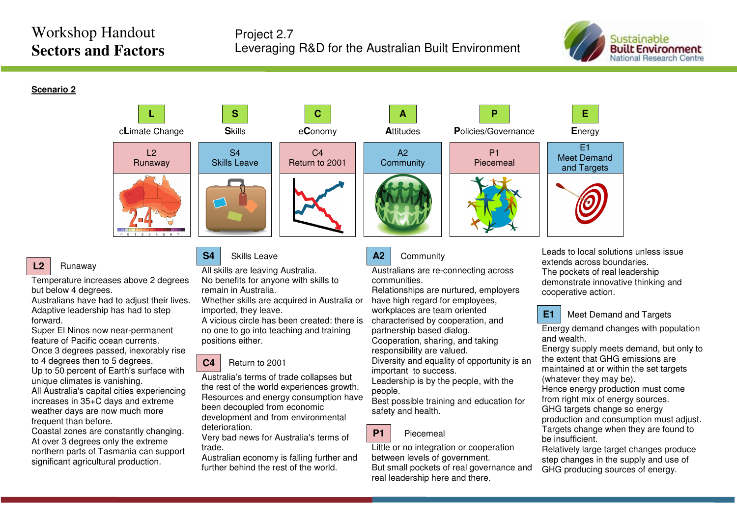# Workshop Handout
## Sectors and Factors

Project 2.7
Leveraging R&D for the Australian Built Environment

Sustainable Built Environment National Research Centre

**Scenario 2**

| L | S | C | A | P | E |
|---|---|---|---|---|---|
| cLimate Change | Skills | eConomy | Attitudes | Policies/Governance | Energy |
| L2 Runaway | S4 Skills Leave | C4 Return to 2001 | A2 Community | P1 Piecemeal | E1 Meet Demand and Targets |

2-4

-1 0 1 2 3 4 5 6 7

**L2** Runaway

Temperature increases above 2 degrees but below 4 degrees.
Australians have had to adjust their lives.
Adaptive leadership has had to step forward.
Super El Ninos now near-permanent feature of Pacific ocean currents.
Once 3 degrees passed, inexorably rise to 4 degrees then to 5 degrees.
Up to 50 percent of Earth's surface with unique climates is vanishing.
All Australia's capital cities experiencing increases in 35+C days and extreme weather days are now much more frequent than before.
Coastal zones are constantly changing.
At over 3 degrees only the extreme northern parts of Tasmania can support significant agricultural production.

**S4** Skills Leave

All skills are leaving Australia.
No benefits for anyone with skills to remain in Australia.
Whether skills are acquired in Australia or imported, they leave.
A vicious circle has been created: there is no one to go into teaching and training positions either.

**C4** Return to 2001

Australia's terms of trade collapses but the rest of the world experiences growth.
Resources and energy consumption have been decoupled from economic development and from environmental deterioration.
Very bad news for Australia's terms of trade.
Australian economy is falling further and further behind the rest of the world.

**A2** Community

Australians are re-connecting across communities.
Relationships are nurtured, employers have high regard for employees, workplaces are team oriented characterised by cooperation, and partnership based dialog.
Cooperation, sharing, and taking responsibility are valued.
Diversity and equality of opportunity is an important to success.
Leadership is by the people, with the people.
Best possible training and education for safety and health.

**P1** Piecemeal

Little or no integration or cooperation between levels of government.
But small pockets of real governance and real leadership here and there.
Leads to local solutions unless issue extends across boundaries.
The pockets of real leadership demonstrate innovative thinking and cooperative action.

**E1** Meet Demand and Targets

Energy demand changes with population and wealth.
Energy supply meets demand, but only to the extent that GHG emissions are maintained at or within the set targets (whatever they may be).
Hence energy production must come from right mix of energy sources.
GHG targets change so energy production and consumption must adjust.
Targets change when they are found to be insufficient.
Relatively large target changes produce step changes in the supply and use of GHG producing sources of energy.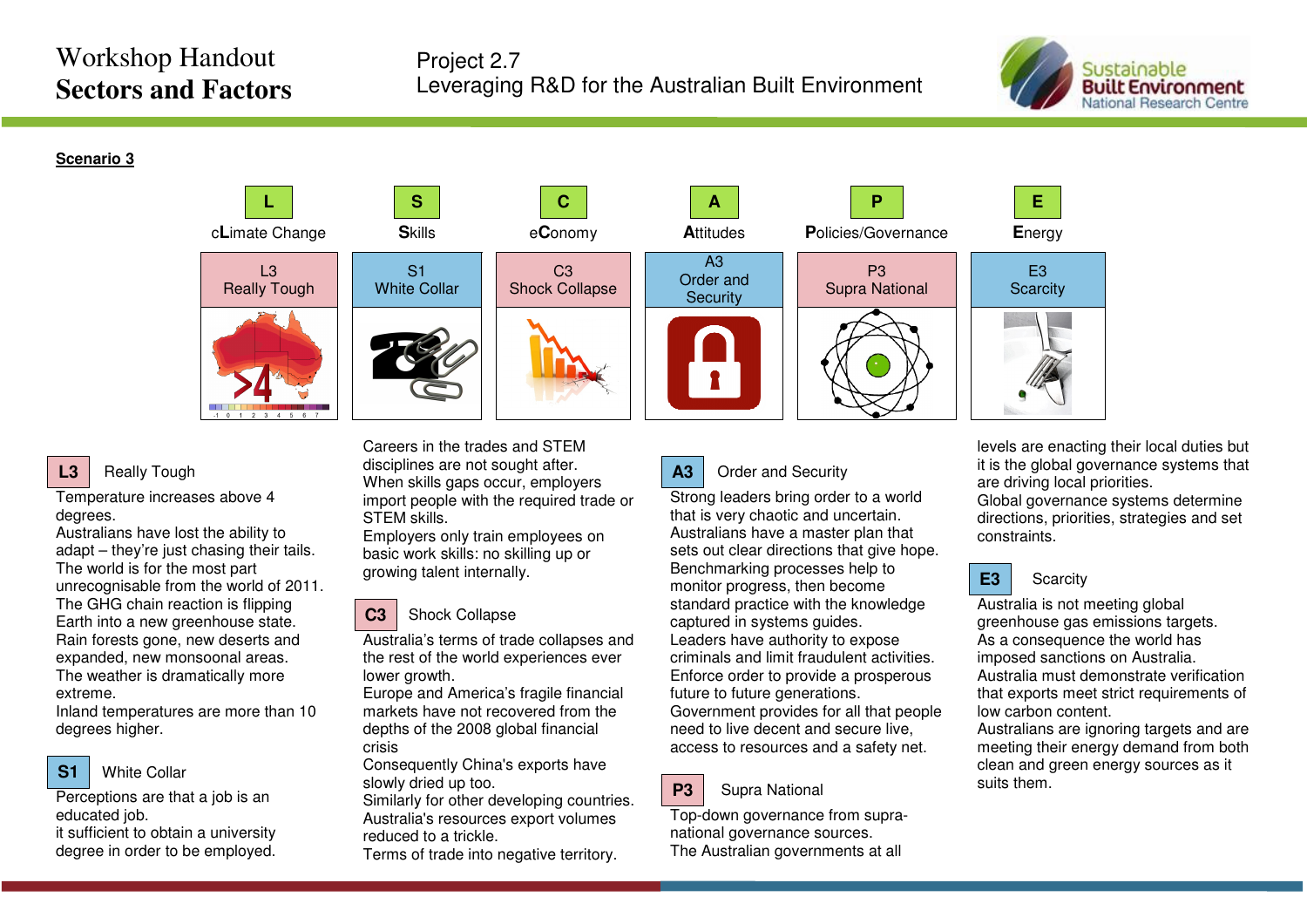# Workshop Handout
## Sectors and Factors

Project 2.7
Leveraging R&D for the Australian Built Environment

Sustainable Built Environment National Research Centre

**Scenario 3**

| L | S | C | A | P | E |
|---|---|---|---|---|---|
| cLimate Change | Skills | eConomy | Attitudes | Policies/Governance | Energy |
| L3 Really Tough | S1 White Collar | C3 Shock Collapse | A3 Order and Security | P3 Supra National | E3 Scarcity |

### L3 Really Tough

Temperature increases above 4 degrees.
Australians have lost the ability to adapt – they're just chasing their tails.
The world is for the most part unrecognisable from the world of 2011.
The GHG chain reaction is flipping Earth into a new greenhouse state.
Rain forests gone, new deserts and expanded, new monsoonal areas.
The weather is dramatically more extreme.
Inland temperatures are more than 10 degrees higher.

### S1 White Collar

Perceptions are that a job is an educated job.
it sufficient to obtain a university degree in order to be employed.
Careers in the trades and STEM disciplines are not sought after.
When skills gaps occur, employers import people with the required trade or STEM skills.
Employers only train employees on basic work skills: no skilling up or growing talent internally.

### C3 Shock Collapse

Australia's terms of trade collapses and the rest of the world experiences ever lower growth.
Europe and America's fragile financial markets have not recovered from the depths of the 2008 global financial crisis
Consequently China's exports have slowly dried up too.
Similarly for other developing countries.
Australia's resources export volumes reduced to a trickle.
Terms of trade into negative territory.

### A3 Order and Security

Strong leaders bring order to a world that is very chaotic and uncertain.
Australians have a master plan that sets out clear directions that give hope.
Benchmarking processes help to monitor progress, then become standard practice with the knowledge captured in systems guides.
Leaders have authority to expose criminals and limit fraudulent activities.
Enforce order to provide a prosperous future to future generations.
Government provides for all that people need to live decent and secure live, access to resources and a safety net.

### P3 Supra National

Top-down governance from supra-national governance sources.
The Australian governments at all levels are enacting their local duties but it is the global governance systems that are driving local priorities.
Global governance systems determine directions, priorities, strategies and set constraints.

### E3 Scarcity

Australia is not meeting global greenhouse gas emissions targets.
As a consequence the world has imposed sanctions on Australia.
Australia must demonstrate verification that exports meet strict requirements of low carbon content.
Australians are ignoring targets and are meeting their energy demand from both clean and green energy sources as it suits them.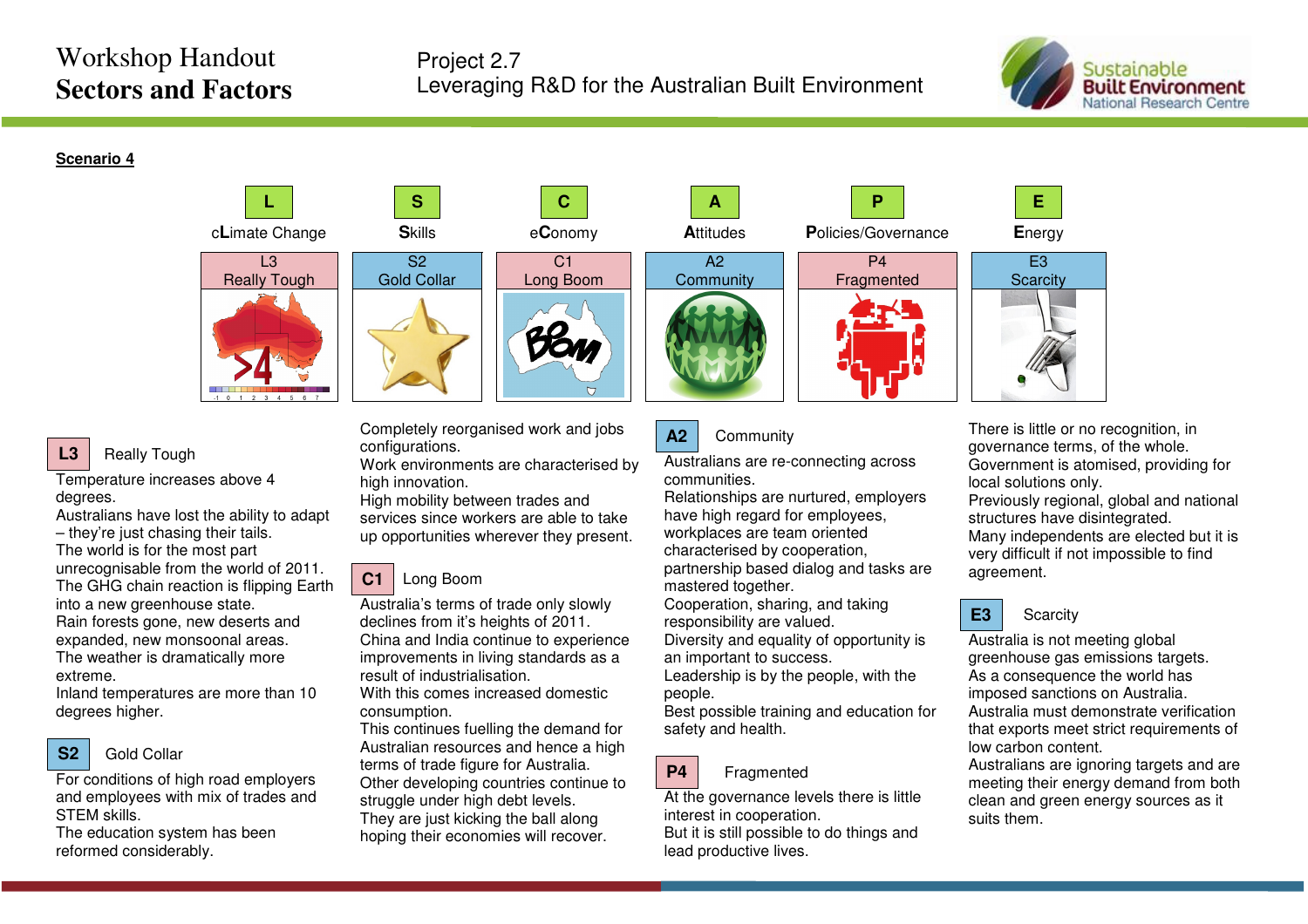# Workshop Handout
## Sectors and Factors

Project 2.7
Leveraging R&D for the Australian Built Environment

Sustainable Built Environment National Research Centre

**Scenario 4**

| L | S | C | A | P | E |
|---|---|---|---|---|---|
| cLimate Change | Skills | eConomy | Attitudes | Policies/Governance | Energy |
| L3 Really Tough | S2 Gold Collar | C1 Long Boom | A2 Community | P4 Fragmented | E3 Scarcity |

>4

-1 0 1 2 3 4 5 6 7

Boom

### L3 Really Tough

Temperature increases above 4 degrees.
Australians have lost the ability to adapt – they're just chasing their tails.
The world is for the most part unrecognisable from the world of 2011.
The GHG chain reaction is flipping Earth into a new greenhouse state.
Rain forests gone, new deserts and expanded, new monsoonal areas.
The weather is dramatically more extreme.
Inland temperatures are more than 10 degrees higher.

### S2 Gold Collar

For conditions of high road employers and employees with mix of trades and STEM skills.
The education system has been reformed considerably.
Completely reorganised work and jobs configurations.
Work environments are characterised by high innovation.
High mobility between trades and services since workers are able to take up opportunities wherever they present.

### C1 Long Boom

Australia's terms of trade only slowly declines from it's heights of 2011.
China and India continue to experience improvements in living standards as a result of industrialisation.
With this comes increased domestic consumption.
This continues fuelling the demand for Australian resources and hence a high terms of trade figure for Australia.
Other developing countries continue to struggle under high debt levels.
They are just kicking the ball along hoping their economies will recover.

### A2 Community

Australians are re-connecting across communities.
Relationships are nurtured, employers have high regard for employees, workplaces are team oriented characterised by cooperation, partnership based dialog and tasks are mastered together.
Cooperation, sharing, and taking responsibility are valued.
Diversity and equality of opportunity is an important to success.
Leadership is by the people, with the people.
Best possible training and education for safety and health.

### P4 Fragmented

At the governance levels there is little interest in cooperation.
But it is still possible to do things and lead productive lives.
There is little or no recognition, in governance terms, of the whole.
Government is atomised, providing for local solutions only.
Previously regional, global and national structures have disintegrated.
Many independents are elected but it is very difficult if not impossible to find agreement.

### E3 Scarcity

Australia is not meeting global greenhouse gas emissions targets.
As a consequence the world has imposed sanctions on Australia.
Australia must demonstrate verification that exports meet strict requirements of low carbon content.
Australians are ignoring targets and are meeting their energy demand from both clean and green energy sources as it suits them.